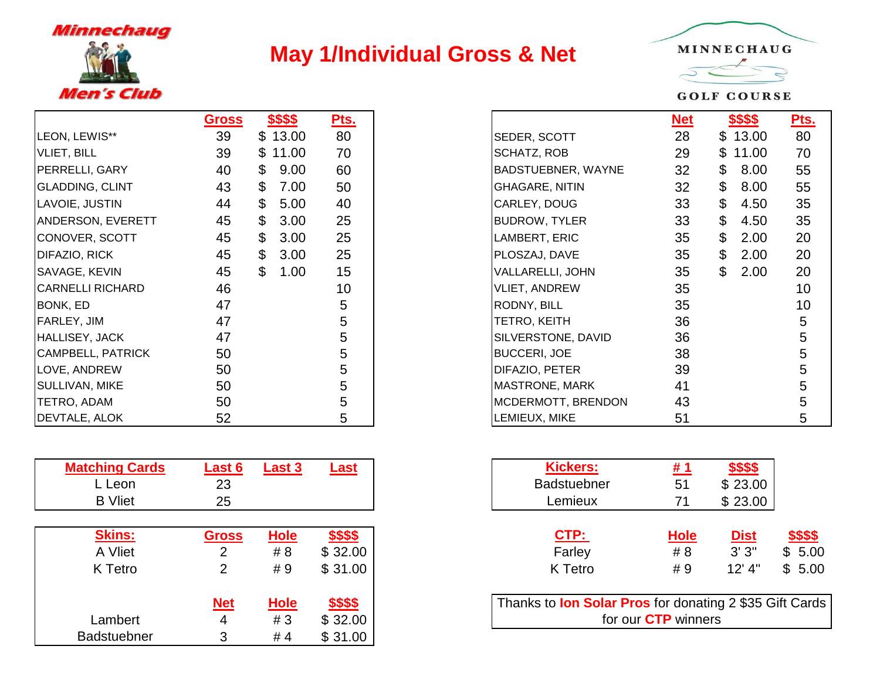Minnechaug Men's Club

# May 1/Individual Gross & Net

MINNECHAUG GOLF COURSE

| | Gross | $$$$ | Pts. |
|---|---|---|---|
| LEON, LEWIS** | 39 | $ 13.00 | 80 |
| VLIET, BILL | 39 | $ 11.00 | 70 |
| PERRELLI, GARY | 40 | $ 9.00 | 60 |
| GLADDING, CLINT | 43 | $ 7.00 | 50 |
| LAVOIE, JUSTIN | 44 | $ 5.00 | 40 |
| ANDERSON, EVERETT | 45 | $ 3.00 | 25 |
| CONOVER, SCOTT | 45 | $ 3.00 | 25 |
| DIFAZIO, RICK | 45 | $ 3.00 | 25 |
| SAVAGE, KEVIN | 45 | $ 1.00 | 15 |
| CARNELLI RICHARD | 46 | | 10 |
| BONK, ED | 47 | | 5 |
| FARLEY, JIM | 47 | | 5 |
| HALLISEY, JACK | 47 | | 5 |
| CAMPBELL, PATRICK | 50 | | 5 |
| LOVE, ANDREW | 50 | | 5 |
| SULLIVAN, MIKE | 50 | | 5 |
| TETRO, ADAM | 50 | | 5 |
| DEVTALE, ALOK | 52 | | 5 |

| | Net | $$$$ | Pts. |
|---|---|---|---|
| SEDER, SCOTT | 28 | $ 13.00 | 80 |
| SCHATZ, ROB | 29 | $ 11.00 | 70 |
| BADSTUEBNER, WAYNE | 32 | $ 8.00 | 55 |
| GHAGARE, NITIN | 32 | $ 8.00 | 55 |
| CARLEY, DOUG | 33 | $ 4.50 | 35 |
| BUDROW, TYLER | 33 | $ 4.50 | 35 |
| LAMBERT, ERIC | 35 | $ 2.00 | 20 |
| PLOSZAJ, DAVE | 35 | $ 2.00 | 20 |
| VALLARELLI, JOHN | 35 | $ 2.00 | 20 |
| VLIET, ANDREW | 35 | | 10 |
| RODNY, BILL | 35 | | 10 |
| TETRO, KEITH | 36 | | 5 |
| SILVERSTONE, DAVID | 36 | | 5 |
| BUCCERI, JOE | 38 | | 5 |
| DIFAZIO, PETER | 39 | | 5 |
| MASTRONE, MARK | 41 | | 5 |
| MCDERMOTT, BRENDON | 43 | | 5 |
| LEMIEUX, MIKE | 51 | | 5 |

| Matching Cards | Last 6 | Last 3 | Last |
|---|---|---|---|
| L Leon | 23 | | |
| B Vliet | 25 | | |

| Kickers: | # 1 | $$$$ |
|---|---|---|
| Badstuebner | 51 | $ 23.00 |
| Lemieux | 71 | $ 23.00 |

| Skins: | Gross | Hole | $$$$ |
|---|---|---|---|
| A Vliet | 2 | # 8 | $ 32.00 |
| K Tetro | 2 | # 9 | $ 31.00 |
| | Net | Hole | $$$$ |
| Lambert | 4 | # 3 | $ 32.00 |
| Badstuebner | 3 | # 4 | $ 31.00 |

| CTP: | Hole | Dist | $$$$ |
|---|---|---|---|
| Farley | # 8 | 3' 3" | $ 5.00 |
| K Tetro | # 9 | 12' 4" | $ 5.00 |

Thanks to **Ion Solar Pros** for donating 2 $35 Gift Cards for our **CTP** winners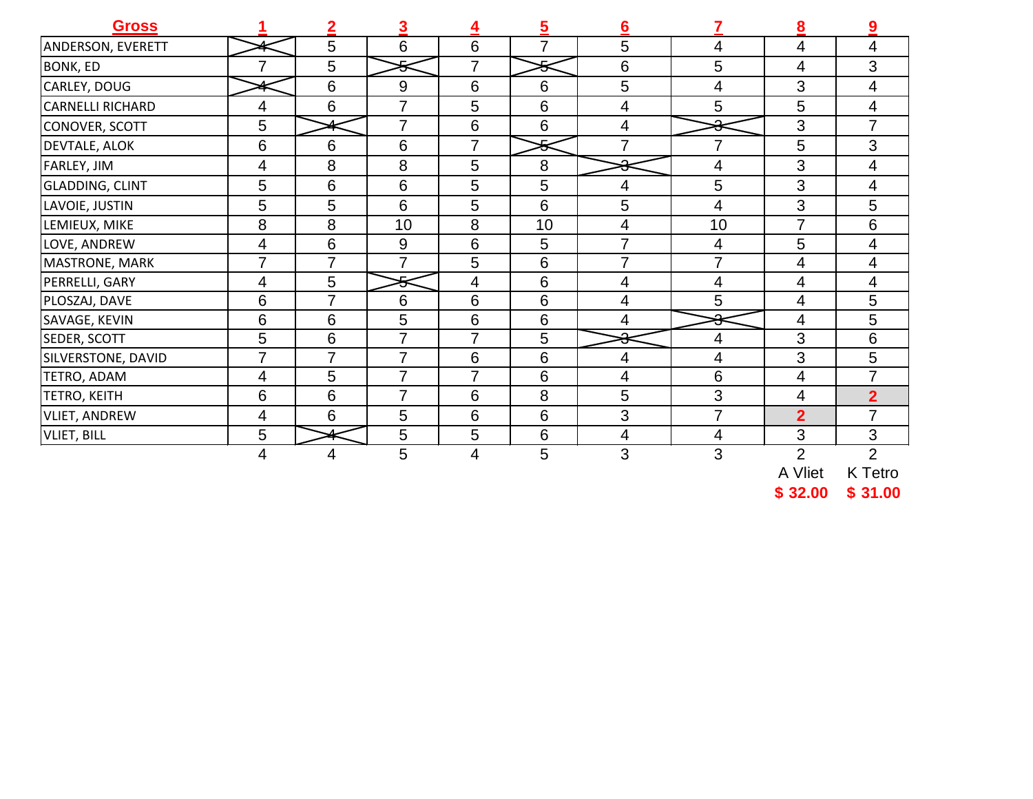| Gross | 1 | 2 | 3 | 4 | 5 | 6 | 7 | 8 | 9 |
|---|---|---|---|---|---|---|---|---|---|
| ANDERSON, EVERETT | ~~4~~ | 5 | 6 | 6 | 7 | 5 | 4 | 4 | 4 |
| BONK, ED | 7 | 5 | ~~5~~ | 7 | ~~5~~ | 6 | 5 | 4 | 3 |
| CARLEY, DOUG | ~~4~~ | 6 | 9 | 6 | 6 | 5 | 4 | 3 | 4 |
| CARNELLI RICHARD | 4 | 6 | 7 | 5 | 6 | 4 | 5 | 5 | 4 |
| CONOVER, SCOTT | 5 | ~~4~~ | 7 | 6 | 6 | 4 | ~~3~~ | 3 | 7 |
| DEVTALE, ALOK | 6 | 6 | 6 | 7 | ~~5~~ | 7 | 7 | 5 | 3 |
| FARLEY, JIM | 4 | 8 | 8 | 5 | 8 | ~~3~~ | 4 | 3 | 4 |
| GLADDING, CLINT | 5 | 6 | 6 | 5 | 5 | 4 | 5 | 3 | 4 |
| LAVOIE, JUSTIN | 5 | 5 | 6 | 5 | 6 | 5 | 4 | 3 | 5 |
| LEMIEUX, MIKE | 8 | 8 | 10 | 8 | 10 | 4 | 10 | 7 | 6 |
| LOVE, ANDREW | 4 | 6 | 9 | 6 | 5 | 7 | 4 | 5 | 4 |
| MASTRONE, MARK | 7 | 7 | 7 | 5 | 6 | 7 | 7 | 4 | 4 |
| PERRELLI, GARY | 4 | 5 | ~~5~~ | 4 | 6 | 4 | 4 | 4 | 4 |
| PLOSZAJ, DAVE | 6 | 7 | 6 | 6 | 6 | 4 | 5 | 4 | 5 |
| SAVAGE, KEVIN | 6 | 6 | 5 | 6 | 6 | 4 | ~~3~~ | 4 | 5 |
| SEDER, SCOTT | 5 | 6 | 7 | 7 | 5 | ~~3~~ | 4 | 3 | 6 |
| SILVERSTONE, DAVID | 7 | 7 | 7 | 6 | 6 | 4 | 4 | 3 | 5 |
| TETRO, ADAM | 4 | 5 | 7 | 7 | 6 | 4 | 6 | 4 | 7 |
| TETRO, KEITH | 6 | 6 | 7 | 6 | 8 | 5 | 3 | 4 | **2** |
| VLIET, ANDREW | 4 | 6 | 5 | 6 | 6 | 3 | 7 | **2** | 7 |
| VLIET, BILL | 5 | ~~4~~ | 5 | 5 | 6 | 4 | 4 | 3 | 3 |
| | 4 | 4 | 5 | 4 | 5 | 3 | 3 | 2 | 2 |
| | | | | | | | | A Vliet | K Tetro |
| | | | | | | | | **$ 32.00** | **$ 31.00** |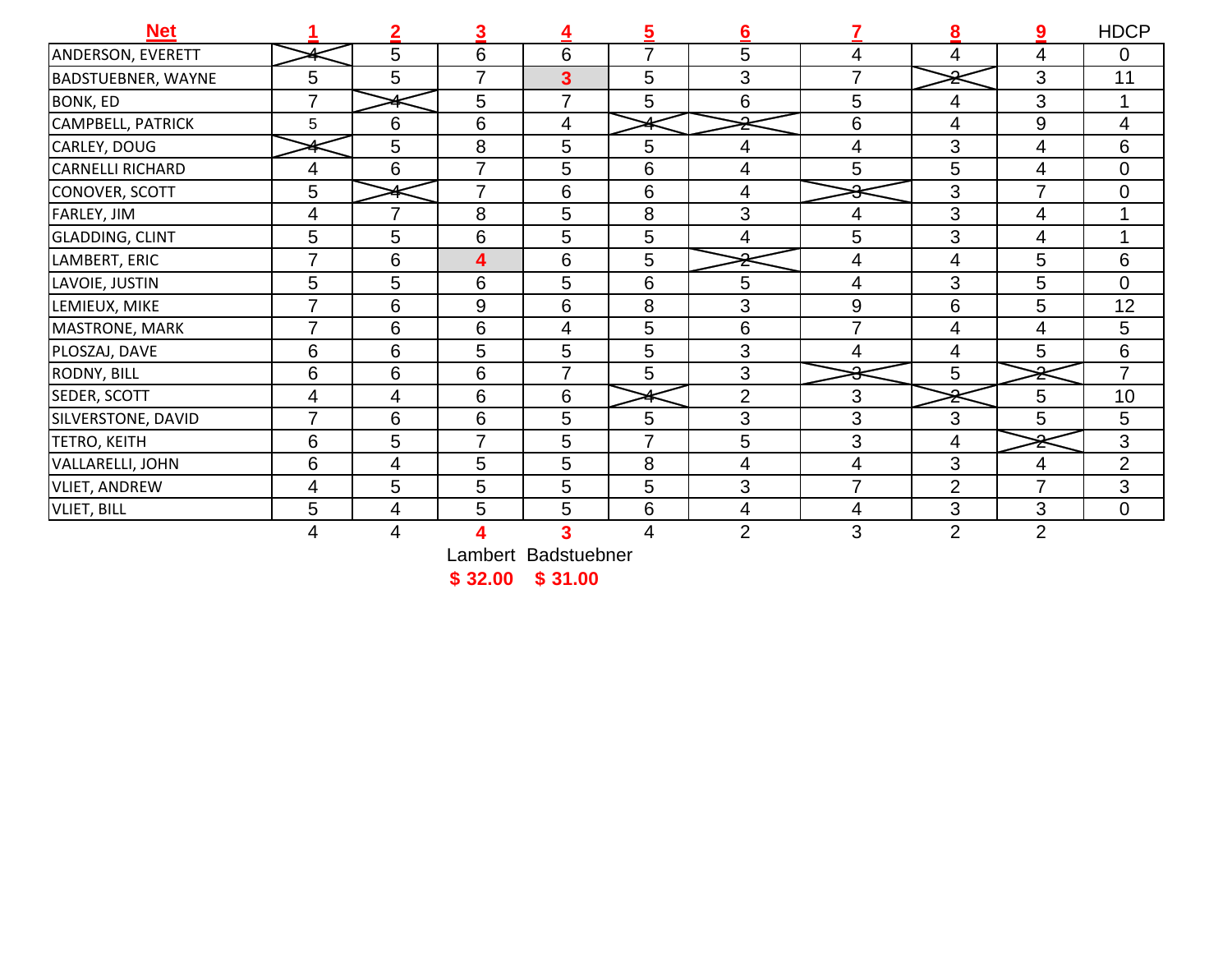| Net | 1 | 2 | 3 | 4 | 5 | 6 | 7 | 8 | 9 | HDCP |
|---|---|---|---|---|---|---|---|---|---|---|
| ANDERSON, EVERETT | ~~4~~ | 5 | 6 | 6 | 7 | 5 | 4 | 4 | 4 | 0 |
| BADSTUEBNER, WAYNE | 5 | 5 | 7 | **3** | 5 | 3 | 7 | ~~2~~ | 3 | 11 |
| BONK, ED | 7 | ~~4~~ | 5 | 7 | 5 | 6 | 5 | 4 | 3 | 1 |
| CAMPBELL, PATRICK | 5 | 6 | 6 | 4 | ~~4~~ | ~~2~~ | 6 | 4 | 9 | 4 |
| CARLEY, DOUG | ~~4~~ | 5 | 8 | 5 | 5 | 4 | 4 | 3 | 4 | 6 |
| CARNELLI RICHARD | 4 | 6 | 7 | 5 | 6 | 4 | 5 | 5 | 4 | 0 |
| CONOVER, SCOTT | 5 | ~~4~~ | 7 | 6 | 6 | 4 | ~~3~~ | 3 | 7 | 0 |
| FARLEY, JIM | 4 | 7 | 8 | 5 | 8 | 3 | 4 | 3 | 4 | 1 |
| GLADDING, CLINT | 5 | 5 | 6 | 5 | 5 | 4 | 5 | 3 | 4 | 1 |
| LAMBERT, ERIC | 7 | 6 | **4** | 6 | 5 | ~~2~~ | 4 | 4 | 5 | 6 |
| LAVOIE, JUSTIN | 5 | 5 | 6 | 5 | 6 | 5 | 4 | 3 | 5 | 0 |
| LEMIEUX, MIKE | 7 | 6 | 9 | 6 | 8 | 3 | 9 | 6 | 5 | 12 |
| MASTRONE, MARK | 7 | 6 | 6 | 4 | 5 | 6 | 7 | 4 | 4 | 5 |
| PLOSZAJ, DAVE | 6 | 6 | 5 | 5 | 5 | 3 | 4 | 4 | 5 | 6 |
| RODNY, BILL | 6 | 6 | 6 | 7 | 5 | 3 | ~~3~~ | 5 | ~~2~~ | 7 |
| SEDER, SCOTT | 4 | 4 | 6 | 6 | ~~4~~ | 2 | 3 | ~~2~~ | 5 | 10 |
| SILVERSTONE, DAVID | 7 | 6 | 6 | 5 | 5 | 3 | 3 | 3 | 5 | 5 |
| TETRO, KEITH | 6 | 5 | 7 | 5 | 7 | 5 | 3 | 4 | ~~2~~ | 3 |
| VALLARELLI, JOHN | 6 | 4 | 5 | 5 | 8 | 4 | 4 | 3 | 4 | 2 |
| VLIET, ANDREW | 4 | 5 | 5 | 5 | 5 | 3 | 7 | 2 | 7 | 3 |
| VLIET, BILL | 5 | 4 | 5 | 5 | 6 | 4 | 4 | 3 | 3 | 0 |
| | 4 | 4 | **4** | **3** | 4 | 2 | 3 | 2 | 2 | |
| | | | Lambert | Badstuebner | | | | | | |
| | | | **$ 32.00** | **$ 31.00** | | | | | | |